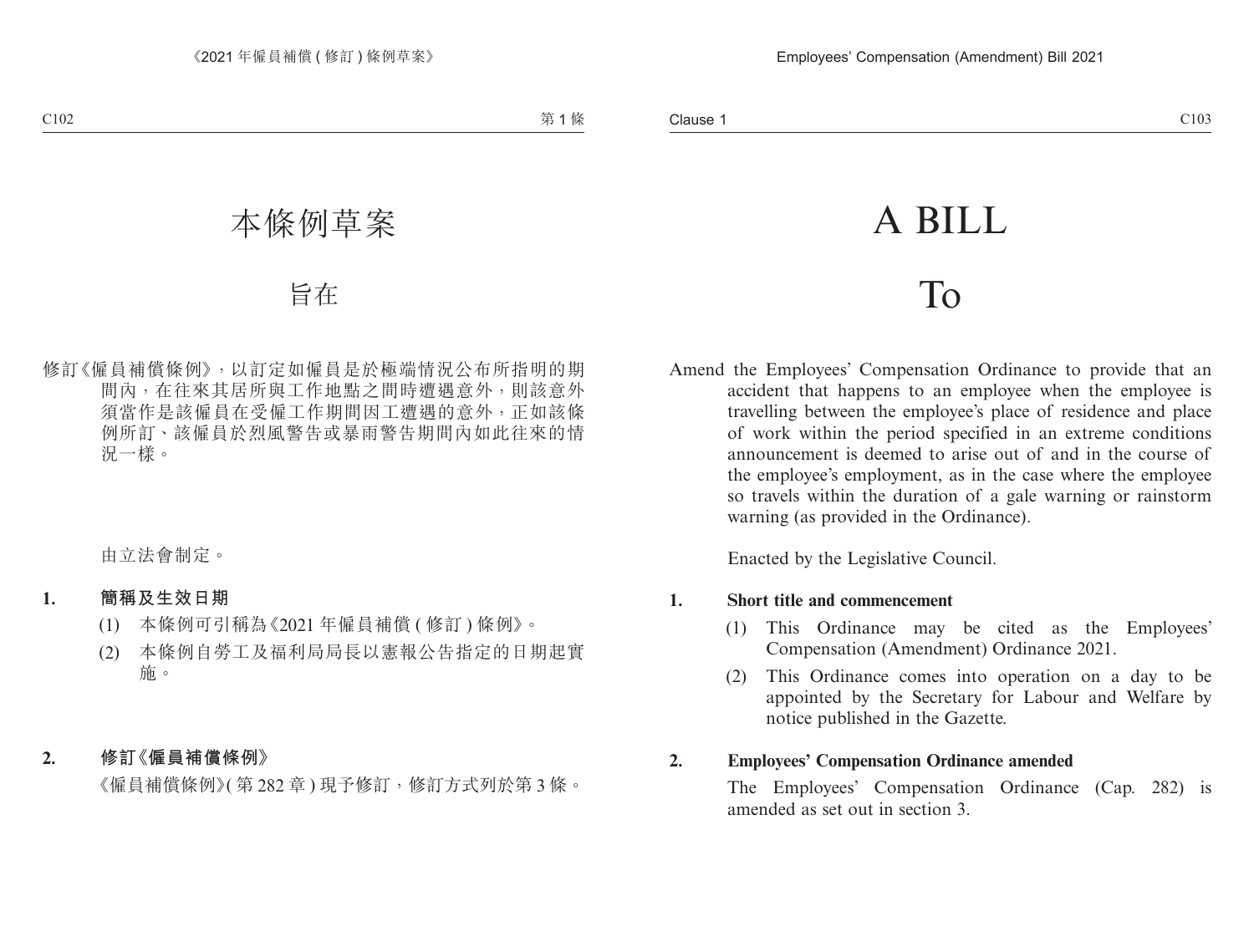# 本條例草案

# 旨在

修訂《僱員補償條例》，以訂定如僱員是於極端情況公布所指明的期間內，在往來其居所與工作地點之間時遭遇意外，則該意外須當作是該僱員在受僱工作期間因工遭遇的意外，正如該條例所訂、該僱員於烈風警告或暴雨警告期間內如此往來的情況一樣。

由立法會制定。

**1. 簡稱及生效日期**

(1) 本條例可引稱為《2021 年僱員補償 (修訂) 條例》。

(2) 本條例自勞工及福利局局長以憲報公告指定的日期起實施。

**2. 修訂《僱員補償條例》**

《僱員補償條例》(第 282 章) 現予修訂，修訂方式列於第 3 條。

# A BILL

# To

Amend the Employees' Compensation Ordinance to provide that an accident that happens to an employee when the employee is travelling between the employee's place of residence and place of work within the period specified in an extreme conditions announcement is deemed to arise out of and in the course of the employee's employment, as in the case where the employee so travels within the duration of a gale warning or rainstorm warning (as provided in the Ordinance).

Enacted by the Legislative Council.

**1. Short title and commencement**

(1) This Ordinance may be cited as the Employees' Compensation (Amendment) Ordinance 2021.

(2) This Ordinance comes into operation on a day to be appointed by the Secretary for Labour and Welfare by notice published in the Gazette.

**2. Employees' Compensation Ordinance amended**

The Employees' Compensation Ordinance (Cap. 282) is amended as set out in section 3.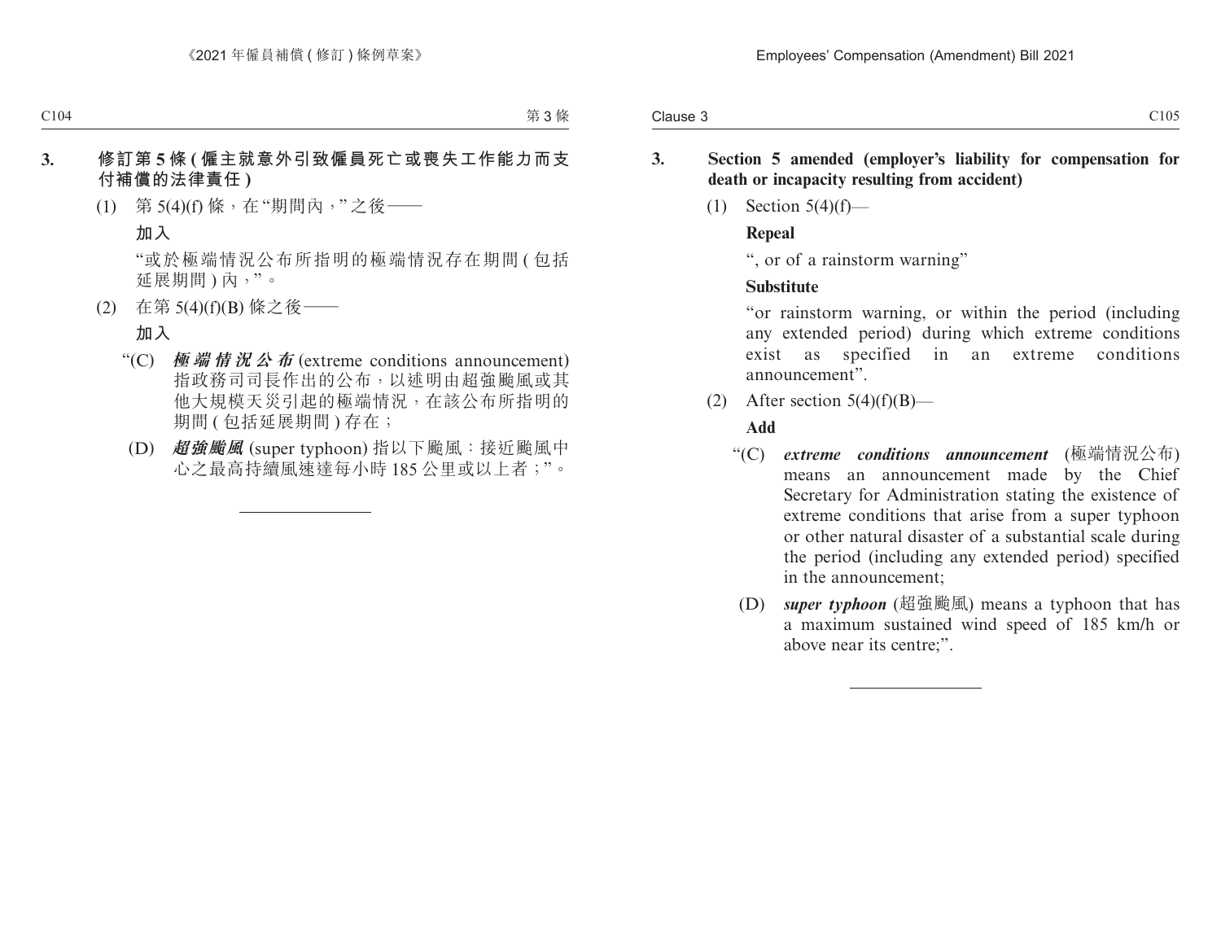## 3. 修訂第 5 條 (僱主就意外引致僱員死亡或喪失工作能力而支付補償的法律責任)

(1) 第 5(4)(f) 條，在“期間內，”之後——

**加入**

“或於極端情況公布所指明的極端情況存在期間 (包括延展期間) 內，”。

(2) 在第 5(4)(f)(B) 條之後——

**加入**

“(C) ***極端情況公布*** (extreme conditions announcement) 指政務司司長作出的公布，以述明由超強颱風或其他大規模天災引起的極端情況，在該公布所指明的期間 (包括延展期間) 存在；

(D) ***超強颱風*** (super typhoon) 指以下颱風：接近颱風中心之最高持續風速達每小時 185 公里或以上者；”。

---

## 3. Section 5 amended (employer's liability for compensation for death or incapacity resulting from accident)

(1) Section 5(4)(f)—

**Repeal**

“, or of a rainstorm warning”

**Substitute**

“or rainstorm warning, or within the period (including any extended period) during which extreme conditions exist as specified in an extreme conditions announcement”.

(2) After section 5(4)(f)(B)—

**Add**

“(C) ***extreme conditions announcement*** (極端情況公布) means an announcement made by the Chief Secretary for Administration stating the existence of extreme conditions that arise from a super typhoon or other natural disaster of a substantial scale during the period (including any extended period) specified in the announcement;

(D) ***super typhoon*** (超強颱風) means a typhoon that has a maximum sustained wind speed of 185 km/h or above near its centre;”.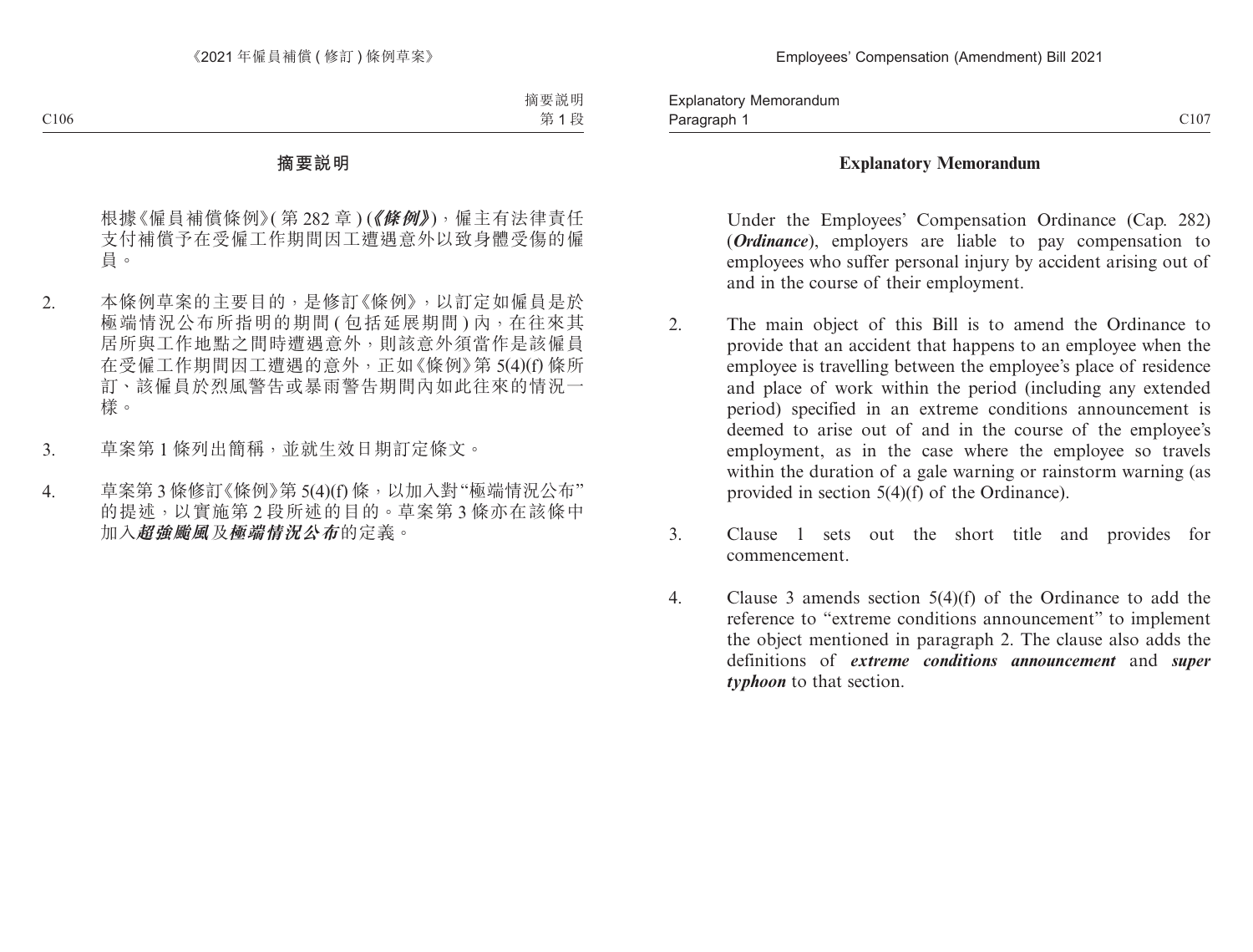## 摘要說明

根據《僱員補償條例》(第 282 章) (***《條例》***)，僱主有法律責任支付補償予在受僱工作期間因工遭遇意外以致身體受傷的僱員。

2. 本條例草案的主要目的，是修訂《條例》，以訂定如僱員是於極端情況公布所指明的期間 (包括延展期間) 內，在往來其居所與工作地點之間時遭遇意外，則該意外須當作是該僱員在受僱工作期間因工遭遇的意外，正如《條例》第 5(4)(f) 條所訂、該僱員於烈風警告或暴雨警告期間內如此往來的情況一樣。

3. 草案第 1 條列出簡稱，並就生效日期訂定條文。

4. 草案第 3 條修訂《條例》第 5(4)(f) 條，以加入對“極端情況公布”的提述，以實施第 2 段所述的目的。草案第 3 條亦在該條中加入***超強颱風***及***極端情況公布***的定義。

## Explanatory Memorandum

Under the Employees' Compensation Ordinance (Cap. 282) (***Ordinance***), employers are liable to pay compensation to employees who suffer personal injury by accident arising out of and in the course of their employment.

2. The main object of this Bill is to amend the Ordinance to provide that an accident that happens to an employee when the employee is travelling between the employee's place of residence and place of work within the period (including any extended period) specified in an extreme conditions announcement is deemed to arise out of and in the course of the employee's employment, as in the case where the employee so travels within the duration of a gale warning or rainstorm warning (as provided in section 5(4)(f) of the Ordinance).

3. Clause 1 sets out the short title and provides for commencement.

4. Clause 3 amends section 5(4)(f) of the Ordinance to add the reference to "extreme conditions announcement" to implement the object mentioned in paragraph 2. The clause also adds the definitions of ***extreme conditions announcement*** and ***super typhoon*** to that section.